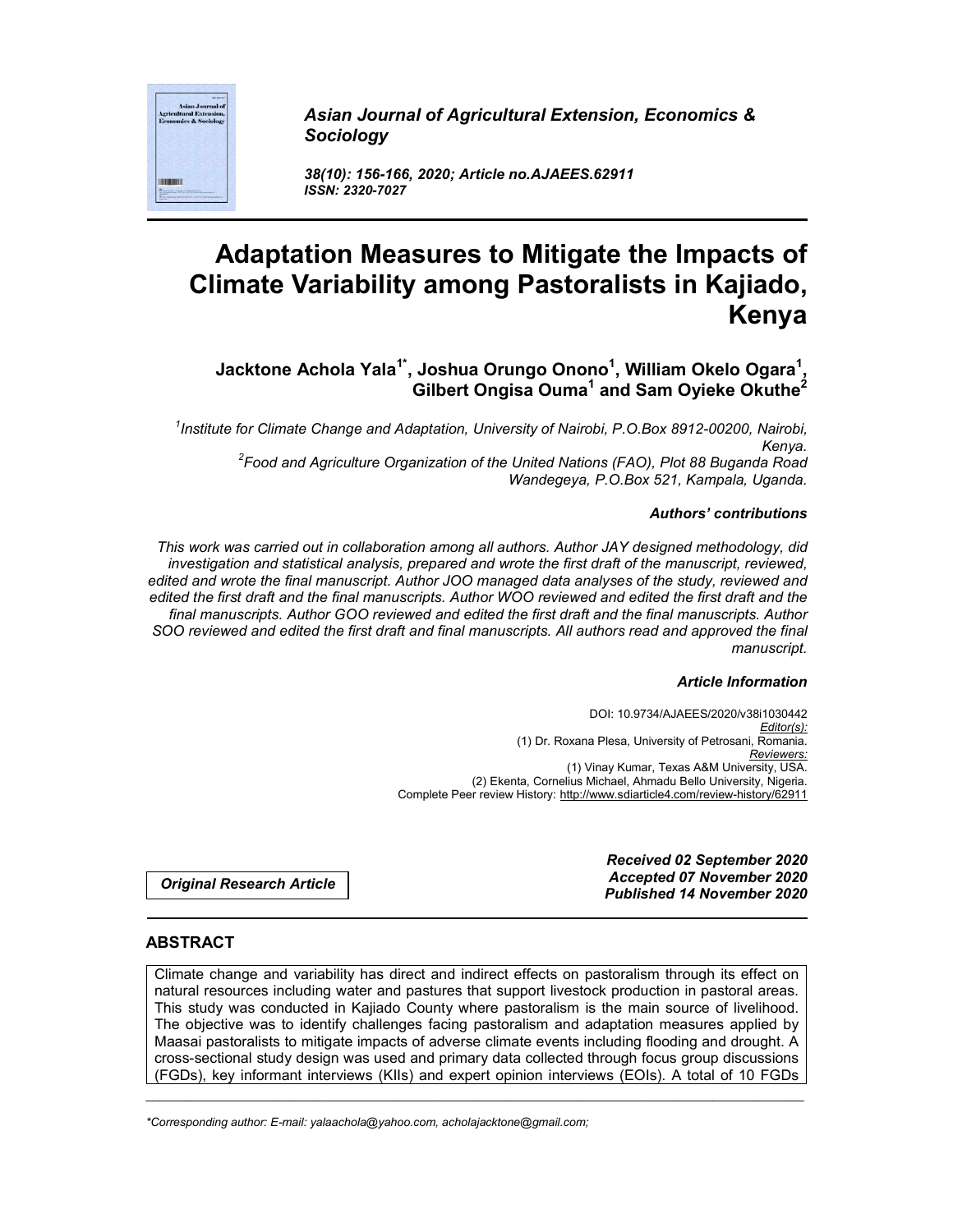*Asian Journal of Agricultural Extension, Economics & Sociology*

*38(10): 156-166, 2020; Article no.AJAEES.62911*
*ISSN: 2320-7027*

# Adaptation Measures to Mitigate the Impacts of Climate Variability among Pastoralists in Kajiado, Kenya

**Jacktone Achola Yala[1*], Joshua Orungo Onono[1], William Okelo Ogara[1], Gilbert Ongisa Ouma[1] and Sam Oyieke Okuthe[2]**

*[1]Institute for Climate Change and Adaptation, University of Nairobi, P.O.Box 8912-00200, Nairobi, Kenya.*
*[2]Food and Agriculture Organization of the United Nations (FAO), Plot 88 Buganda Road Wandegeya, P.O.Box 521, Kampala, Uganda.*

### *Authors' contributions*

*This work was carried out in collaboration among all authors. Author JAY designed methodology, did investigation and statistical analysis, prepared and wrote the first draft of the manuscript, reviewed, edited and wrote the final manuscript. Author JOO managed data analyses of the study, reviewed and edited the first draft and the final manuscripts. Author WOO reviewed and edited the first draft and the final manuscripts. Author GOO reviewed and edited the first draft and the final manuscripts. Author SOO reviewed and edited the first draft and final manuscripts. All authors read and approved the final manuscript.*

### *Article Information*

DOI: 10.9734/AJAEES/2020/v38i1030442
*Editor(s):*
(1) Dr. Roxana Plesa, University of Petrosani, Romania.
*Reviewers:*
(1) Vinay Kumar, Texas A&M University, USA.
(2) Ekenta, Cornelius Michael, Ahmadu Bello University, Nigeria.
Complete Peer review History: http://www.sdiarticle4.com/review-history/62911

*Original Research Article*

*Received 02 September 2020*
*Accepted 07 November 2020*
*Published 14 November 2020*

## ABSTRACT

Climate change and variability has direct and indirect effects on pastoralism through its effect on natural resources including water and pastures that support livestock production in pastoral areas. This study was conducted in Kajiado County where pastoralism is the main source of livelihood. The objective was to identify challenges facing pastoralism and adaptation measures applied by Maasai pastoralists to mitigate impacts of adverse climate events including flooding and drought. A cross-sectional study design was used and primary data collected through focus group discussions (FGDs), key informant interviews (KIIs) and expert opinion interviews (EOIs). A total of 10 FGDs

*Corresponding author: E-mail: yalaachola@yahoo.com, acholajacktone@gmail.com;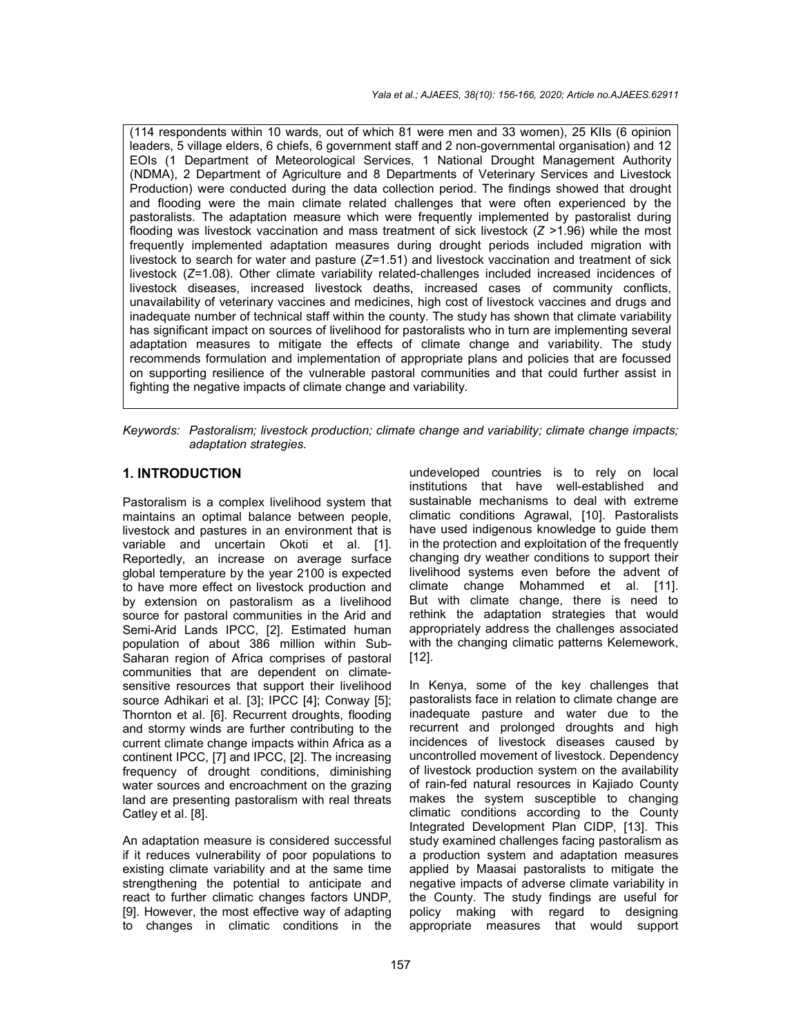(114 respondents within 10 wards, out of which 81 were men and 33 women), 25 KIIs (6 opinion leaders, 5 village elders, 6 chiefs, 6 government staff and 2 non-governmental organisation) and 12 EOIs (1 Department of Meteorological Services, 1 National Drought Management Authority (NDMA), 2 Department of Agriculture and 8 Departments of Veterinary Services and Livestock Production) were conducted during the data collection period. The findings showed that drought and flooding were the main climate related challenges that were often experienced by the pastoralists. The adaptation measure which were frequently implemented by pastoralist during flooding was livestock vaccination and mass treatment of sick livestock ($Z > 1.96$) while the most frequently implemented adaptation measures during drought periods included migration with livestock to search for water and pasture ($Z=1.51$) and livestock vaccination and treatment of sick livestock ($Z=1.08$). Other climate variability related-challenges included increased incidences of livestock diseases, increased livestock deaths, increased cases of community conflicts, unavailability of veterinary vaccines and medicines, high cost of livestock vaccines and drugs and inadequate number of technical staff within the county. The study has shown that climate variability has significant impact on sources of livelihood for pastoralists who in turn are implementing several adaptation measures to mitigate the effects of climate change and variability. The study recommends formulation and implementation of appropriate plans and policies that are focussed on supporting resilience of the vulnerable pastoral communities and that could further assist in fighting the negative impacts of climate change and variability.

*Keywords: Pastoralism; livestock production; climate change and variability; climate change impacts; adaptation strategies.*

## 1. INTRODUCTION

Pastoralism is a complex livelihood system that maintains an optimal balance between people, livestock and pastures in an environment that is variable and uncertain Okoti et al. [1]. Reportedly, an increase on average surface global temperature by the year 2100 is expected to have more effect on livestock production and by extension on pastoralism as a livelihood source for pastoral communities in the Arid and Semi-Arid Lands IPCC, [2]. Estimated human population of about 386 million within Sub-Saharan region of Africa comprises of pastoral communities that are dependent on climate-sensitive resources that support their livelihood source Adhikari et al. [3]; IPCC [4]; Conway [5]; Thornton et al. [6]. Recurrent droughts, flooding and stormy winds are further contributing to the current climate change impacts within Africa as a continent IPCC, [7] and IPCC, [2]. The increasing frequency of drought conditions, diminishing water sources and encroachment on the grazing land are presenting pastoralism with real threats Catley et al. [8].

An adaptation measure is considered successful if it reduces vulnerability of poor populations to existing climate variability and at the same time strengthening the potential to anticipate and react to further climatic changes factors UNDP, [9]. However, the most effective way of adapting to changes in climatic conditions in the undeveloped countries is to rely on local institutions that have well-established and sustainable mechanisms to deal with extreme climatic conditions Agrawal, [10]. Pastoralists have used indigenous knowledge to guide them in the protection and exploitation of the frequently changing dry weather conditions to support their livelihood systems even before the advent of climate change Mohammed et al. [11]. But with climate change, there is need to rethink the adaptation strategies that would appropriately address the challenges associated with the changing climatic patterns Kelemework, [12].

In Kenya, some of the key challenges that pastoralists face in relation to climate change are inadequate pasture and water due to the recurrent and prolonged droughts and high incidences of livestock diseases caused by uncontrolled movement of livestock. Dependency of livestock production system on the availability of rain-fed natural resources in Kajiado County makes the system susceptible to changing climatic conditions according to the County Integrated Development Plan CIDP, [13]. This study examined challenges facing pastoralism as a production system and adaptation measures applied by Maasai pastoralists to mitigate the negative impacts of adverse climate variability in the County. The study findings are useful for policy making with regard to designing appropriate measures that would support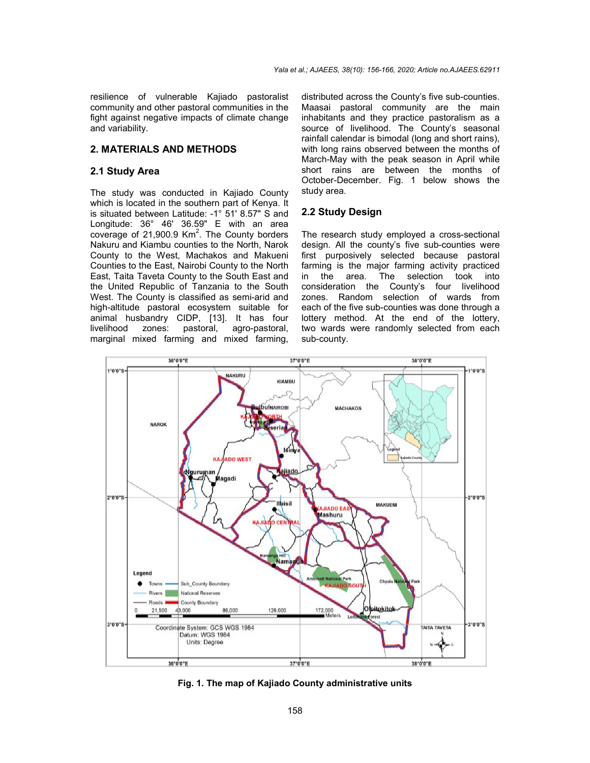resilience of vulnerable Kajiado pastoralist community and other pastoral communities in the fight against negative impacts of climate change and variability.

## 2. MATERIALS AND METHODS

### 2.1 Study Area

The study was conducted in Kajiado County which is located in the southern part of Kenya. It is situated between Latitude: -1° 51' 8.57" S and Longitude: 36° 46' 36.59" E with an area coverage of 21,900.9 Km$^2$. The County borders Nakuru and Kiambu counties to the North, Narok County to the West, Machakos and Makueni Counties to the East, Nairobi County to the North East, Taita Taveta County to the South East and the United Republic of Tanzania to the South West. The County is classified as semi-arid and high-altitude pastoral ecosystem suitable for animal husbandry CIDP, [13]. It has four livelihood zones: pastoral, agro-pastoral, marginal mixed farming and mixed farming, distributed across the County's five sub-counties. Maasai pastoral community are the main inhabitants and they practice pastoralism as a source of livelihood. The County's seasonal rainfall calendar is bimodal (long and short rains), with long rains observed between the months of March-May with the peak season in April while short rains are between the months of October-December. Fig. 1 below shows the study area.

### 2.2 Study Design

The research study employed a cross-sectional design. All the county's five sub-counties were first purposively selected because pastoral farming is the major farming activity practiced in the area. The selection took into consideration the County's four livelihood zones. Random selection of wards from each of the five sub-counties was done through a lottery method. At the end of the lottery, two wards were randomly selected from each sub-county.

**Fig. 1. The map of Kajiado County administrative units**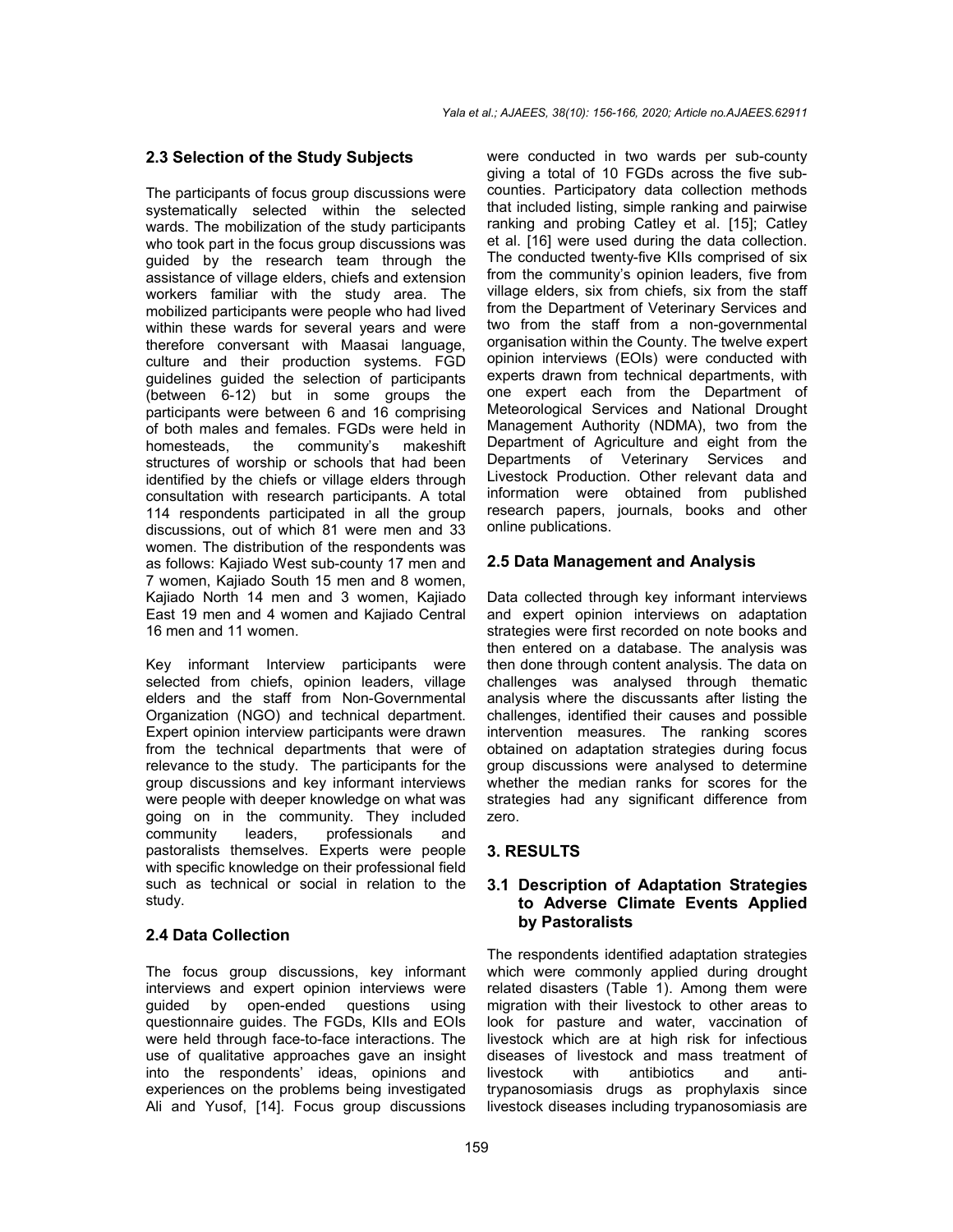### 2.3 Selection of the Study Subjects

The participants of focus group discussions were systematically selected within the selected wards. The mobilization of the study participants who took part in the focus group discussions was guided by the research team through the assistance of village elders, chiefs and extension workers familiar with the study area. The mobilized participants were people who had lived within these wards for several years and were therefore conversant with Maasai language, culture and their production systems. FGD guidelines guided the selection of participants (between 6-12) but in some groups the participants were between 6 and 16 comprising of both males and females. FGDs were held in homesteads, the community's makeshift structures of worship or schools that had been identified by the chiefs or village elders through consultation with research participants. A total 114 respondents participated in all the group discussions, out of which 81 were men and 33 women. The distribution of the respondents was as follows: Kajiado West sub-county 17 men and 7 women, Kajiado South 15 men and 8 women, Kajiado North 14 men and 3 women, Kajiado East 19 men and 4 women and Kajiado Central 16 men and 11 women.

Key informant Interview participants were selected from chiefs, opinion leaders, village elders and the staff from Non-Governmental Organization (NGO) and technical department. Expert opinion interview participants were drawn from the technical departments that were of relevance to the study. The participants for the group discussions and key informant interviews were people with deeper knowledge on what was going on in the community. They included community leaders, professionals and pastoralists themselves. Experts were people with specific knowledge on their professional field such as technical or social in relation to the study.

### 2.4 Data Collection

The focus group discussions, key informant interviews and expert opinion interviews were guided by open-ended questions using questionnaire guides. The FGDs, KIIs and EOIs were held through face-to-face interactions. The use of qualitative approaches gave an insight into the respondents' ideas, opinions and experiences on the problems being investigated Ali and Yusof, [14]. Focus group discussions were conducted in two wards per sub-county giving a total of 10 FGDs across the five sub-counties. Participatory data collection methods that included listing, simple ranking and pairwise ranking and probing Catley et al. [15]; Catley et al. [16] were used during the data collection. The conducted twenty-five KIIs comprised of six from the community's opinion leaders, five from village elders, six from chiefs, six from the staff from the Department of Veterinary Services and two from the staff from a non-governmental organisation within the County. The twelve expert opinion interviews (EOIs) were conducted with experts drawn from technical departments, with one expert each from the Department of Meteorological Services and National Drought Management Authority (NDMA), two from the Department of Agriculture and eight from the Departments of Veterinary Services and Livestock Production. Other relevant data and information were obtained from published research papers, journals, books and other online publications.

### 2.5 Data Management and Analysis

Data collected through key informant interviews and expert opinion interviews on adaptation strategies were first recorded on note books and then entered on a database. The analysis was then done through content analysis. The data on challenges was analysed through thematic analysis where the discussants after listing the challenges, identified their causes and possible intervention measures. The ranking scores obtained on adaptation strategies during focus group discussions were analysed to determine whether the median ranks for scores for the strategies had any significant difference from zero.

## 3. RESULTS

### 3.1 Description of Adaptation Strategies to Adverse Climate Events Applied by Pastoralists

The respondents identified adaptation strategies which were commonly applied during drought related disasters (Table 1). Among them were migration with their livestock to other areas to look for pasture and water, vaccination of livestock which are at high risk for infectious diseases of livestock and mass treatment of livestock with antibiotics and anti-trypanosomiasis drugs as prophylaxis since livestock diseases including trypanosomiasis are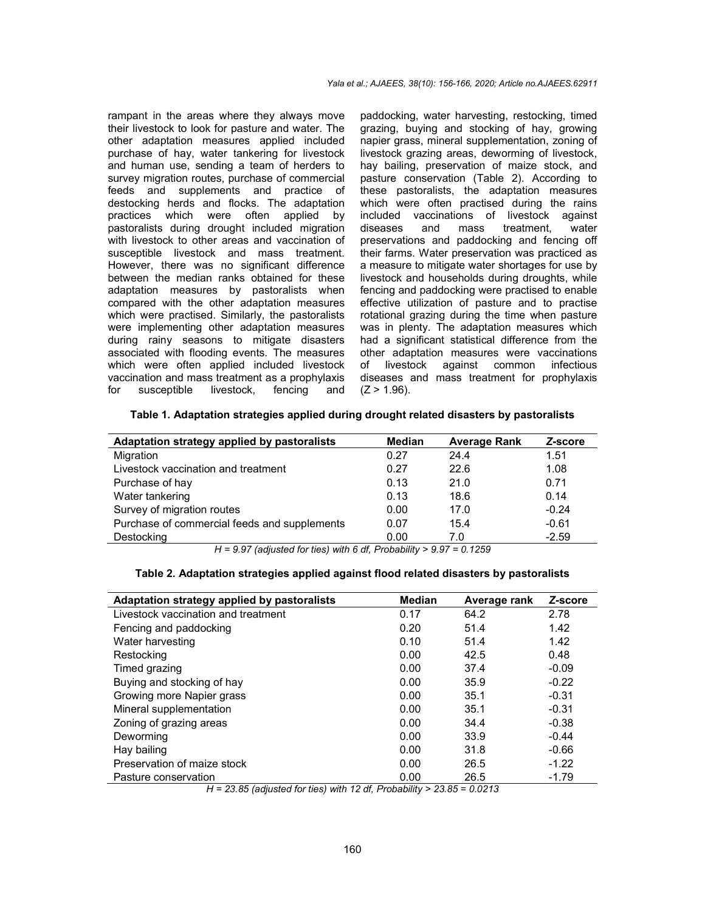rampant in the areas where they always move their livestock to look for pasture and water. The other adaptation measures applied included purchase of hay, water tankering for livestock and human use, sending a team of herders to survey migration routes, purchase of commercial feeds and supplements and practice of destocking herds and flocks. The adaptation practices which were often applied by pastoralists during drought included migration with livestock to other areas and vaccination of susceptible livestock and mass treatment. However, there was no significant difference between the median ranks obtained for these adaptation measures by pastoralists when compared with the other adaptation measures which were practised. Similarly, the pastoralists were implementing other adaptation measures during rainy seasons to mitigate disasters associated with flooding events. The measures which were often applied included livestock vaccination and mass treatment as a prophylaxis for susceptible livestock, fencing and paddocking, water harvesting, restocking, timed grazing, buying and stocking of hay, growing napier grass, mineral supplementation, zoning of livestock grazing areas, deworming of livestock, hay bailing, preservation of maize stock, and pasture conservation (Table 2). According to these pastoralists, the adaptation measures which were often practised during the rains included vaccinations of livestock against diseases and mass treatment, water preservations and paddocking and fencing off their farms. Water preservation was practiced as a measure to mitigate water shortages for use by livestock and households during droughts, while fencing and paddocking were practised to enable effective utilization of pasture and to practise rotational grazing during the time when pasture was in plenty. The adaptation measures which had a significant statistical difference from the other adaptation measures were vaccinations of livestock against common infectious diseases and mass treatment for prophylaxis ($Z > 1.96$).

**Table 1. Adaptation strategies applied during drought related disasters by pastoralists**

| Adaptation strategy applied by pastoralists | Median | Average Rank | *Z*-score |
|---|---|---|---|
| Migration | 0.27 | 24.4 | 1.51 |
| Livestock vaccination and treatment | 0.27 | 22.6 | 1.08 |
| Purchase of hay | 0.13 | 21.0 | 0.71 |
| Water tankering | 0.13 | 18.6 | 0.14 |
| Survey of migration routes | 0.00 | 17.0 | -0.24 |
| Purchase of commercial feeds and supplements | 0.07 | 15.4 | -0.61 |
| Destocking | 0.00 | 7.0 | -2.59 |

*$H = 9.97$ (adjusted for ties) with 6 df, Probability > 9.97 = 0.1259*

**Table 2. Adaptation strategies applied against flood related disasters by pastoralists**

| Adaptation strategy applied by pastoralists | Median | Average rank | *Z*-score |
|---|---|---|---|
| Livestock vaccination and treatment | 0.17 | 64.2 | 2.78 |
| Fencing and paddocking | 0.20 | 51.4 | 1.42 |
| Water harvesting | 0.10 | 51.4 | 1.42 |
| Restocking | 0.00 | 42.5 | 0.48 |
| Timed grazing | 0.00 | 37.4 | -0.09 |
| Buying and stocking of hay | 0.00 | 35.9 | -0.22 |
| Growing more Napier grass | 0.00 | 35.1 | -0.31 |
| Mineral supplementation | 0.00 | 35.1 | -0.31 |
| Zoning of grazing areas | 0.00 | 34.4 | -0.38 |
| Deworming | 0.00 | 33.9 | -0.44 |
| Hay bailing | 0.00 | 31.8 | -0.66 |
| Preservation of maize stock | 0.00 | 26.5 | -1.22 |
| Pasture conservation | 0.00 | 26.5 | -1.79 |

*$H = 23.85$ (adjusted for ties) with 12 df, Probability > 23.85 = 0.0213*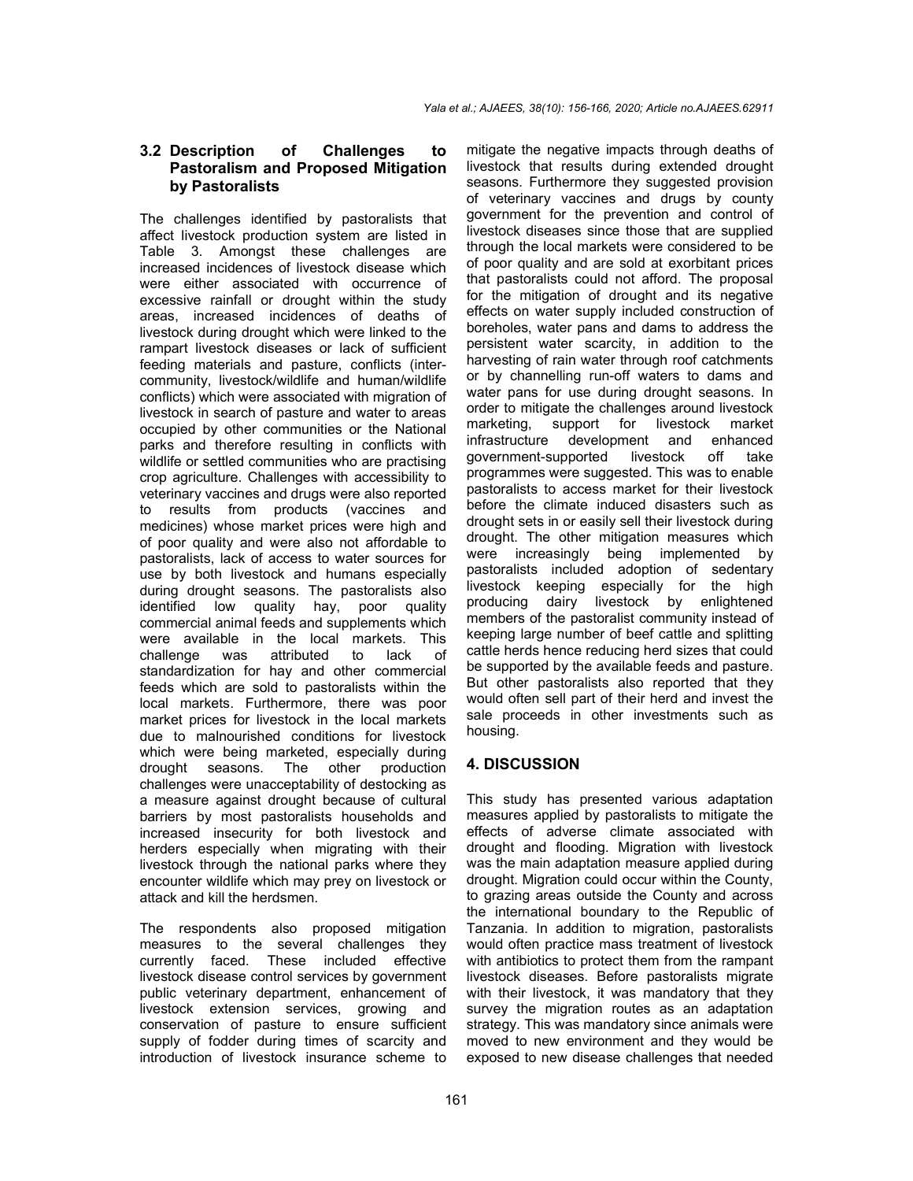### 3.2 Description of Challenges to Pastoralism and Proposed Mitigation by Pastoralists

The challenges identified by pastoralists that affect livestock production system are listed in Table 3. Amongst these challenges are increased incidences of livestock disease which were either associated with occurrence of excessive rainfall or drought within the study areas, increased incidences of deaths of livestock during drought which were linked to the rampart livestock diseases or lack of sufficient feeding materials and pasture, conflicts (inter-community, livestock/wildlife and human/wildlife conflicts) which were associated with migration of livestock in search of pasture and water to areas occupied by other communities or the National parks and therefore resulting in conflicts with wildlife or settled communities who are practising crop agriculture. Challenges with accessibility to veterinary vaccines and drugs were also reported to results from products (vaccines and medicines) whose market prices were high and of poor quality and were also not affordable to pastoralists, lack of access to water sources for use by both livestock and humans especially during drought seasons. The pastoralists also identified low quality hay, poor quality commercial animal feeds and supplements which were available in the local markets. This challenge was attributed to lack of standardization for hay and other commercial feeds which are sold to pastoralists within the local markets. Furthermore, there was poor market prices for livestock in the local markets due to malnourished conditions for livestock which were being marketed, especially during drought seasons. The other production challenges were unacceptability of destocking as a measure against drought because of cultural barriers by most pastoralists households and increased insecurity for both livestock and herders especially when migrating with their livestock through the national parks where they encounter wildlife which may prey on livestock or attack and kill the herdsmen.

The respondents also proposed mitigation measures to the several challenges they currently faced. These included effective livestock disease control services by government public veterinary department, enhancement of livestock extension services, growing and conservation of pasture to ensure sufficient supply of fodder during times of scarcity and introduction of livestock insurance scheme to mitigate the negative impacts through deaths of livestock that results during extended drought seasons. Furthermore they suggested provision of veterinary vaccines and drugs by county government for the prevention and control of livestock diseases since those that are supplied through the local markets were considered to be of poor quality and are sold at exorbitant prices that pastoralists could not afford. The proposal for the mitigation of drought and its negative effects on water supply included construction of boreholes, water pans and dams to address the persistent water scarcity, in addition to the harvesting of rain water through roof catchments or by channelling run-off waters to dams and water pans for use during drought seasons. In order to mitigate the challenges around livestock marketing, support for livestock market infrastructure development and enhanced government-supported livestock off take programmes were suggested. This was to enable pastoralists to access market for their livestock before the climate induced disasters such as drought sets in or easily sell their livestock during drought. The other mitigation measures which were increasingly being implemented by pastoralists included adoption of sedentary livestock keeping especially for the high producing dairy livestock by enlightened members of the pastoralist community instead of keeping large number of beef cattle and splitting cattle herds hence reducing herd sizes that could be supported by the available feeds and pasture. But other pastoralists also reported that they would often sell part of their herd and invest the sale proceeds in other investments such as housing.

## 4. DISCUSSION

This study has presented various adaptation measures applied by pastoralists to mitigate the effects of adverse climate associated with drought and flooding. Migration with livestock was the main adaptation measure applied during drought. Migration could occur within the County, to grazing areas outside the County and across the international boundary to the Republic of Tanzania. In addition to migration, pastoralists would often practice mass treatment of livestock with antibiotics to protect them from the rampant livestock diseases. Before pastoralists migrate with their livestock, it was mandatory that they survey the migration routes as an adaptation strategy. This was mandatory since animals were moved to new environment and they would be exposed to new disease challenges that needed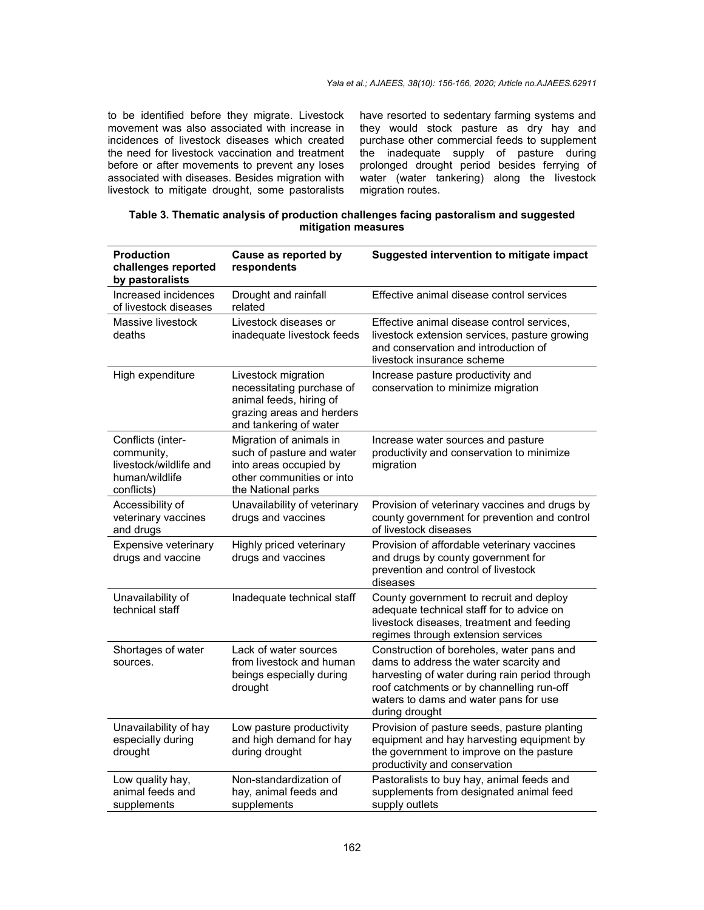to be identified before they migrate. Livestock movement was also associated with increase in incidences of livestock diseases which created the need for livestock vaccination and treatment before or after movements to prevent any loses associated with diseases. Besides migration with livestock to mitigate drought, some pastoralists have resorted to sedentary farming systems and they would stock pasture as dry hay and purchase other commercial feeds to supplement the inadequate supply of pasture during prolonged drought period besides ferrying of water (water tankering) along the livestock migration routes.

**Table 3. Thematic analysis of production challenges facing pastoralism and suggested mitigation measures**

| Production challenges reported by pastoralists | Cause as reported by respondents | Suggested intervention to mitigate impact |
|---|---|---|
| Increased incidences of livestock diseases | Drought and rainfall related | Effective animal disease control services |
| Massive livestock deaths | Livestock diseases or inadequate livestock feeds | Effective animal disease control services, livestock extension services, pasture growing and conservation and introduction of livestock insurance scheme |
| High expenditure | Livestock migration necessitating purchase of animal feeds, hiring of grazing areas and herders and tankering of water | Increase pasture productivity and conservation to minimize migration |
| Conflicts (inter-community, livestock/wildlife and human/wildlife conflicts) | Migration of animals in such of pasture and water into areas occupied by other communities or into the National parks | Increase water sources and pasture productivity and conservation to minimize migration |
| Accessibility of veterinary vaccines and drugs | Unavailability of veterinary drugs and vaccines | Provision of veterinary vaccines and drugs by county government for prevention and control of livestock diseases |
| Expensive veterinary drugs and vaccine | Highly priced veterinary drugs and vaccines | Provision of affordable veterinary vaccines and drugs by county government for prevention and control of livestock diseases |
| Unavailability of technical staff | Inadequate technical staff | County government to recruit and deploy adequate technical staff for to advice on livestock diseases, treatment and feeding regimes through extension services |
| Shortages of water sources. | Lack of water sources from livestock and human beings especially during drought | Construction of boreholes, water pans and dams to address the water scarcity and harvesting of water during rain period through roof catchments or by channelling run-off waters to dams and water pans for use during drought |
| Unavailability of hay especially during drought | Low pasture productivity and high demand for hay during drought | Provision of pasture seeds, pasture planting equipment and hay harvesting equipment by the government to improve on the pasture productivity and conservation |
| Low quality hay, animal feeds and supplements | Non-standardization of hay, animal feeds and supplements | Pastoralists to buy hay, animal feeds and supplements from designated animal feed supply outlets |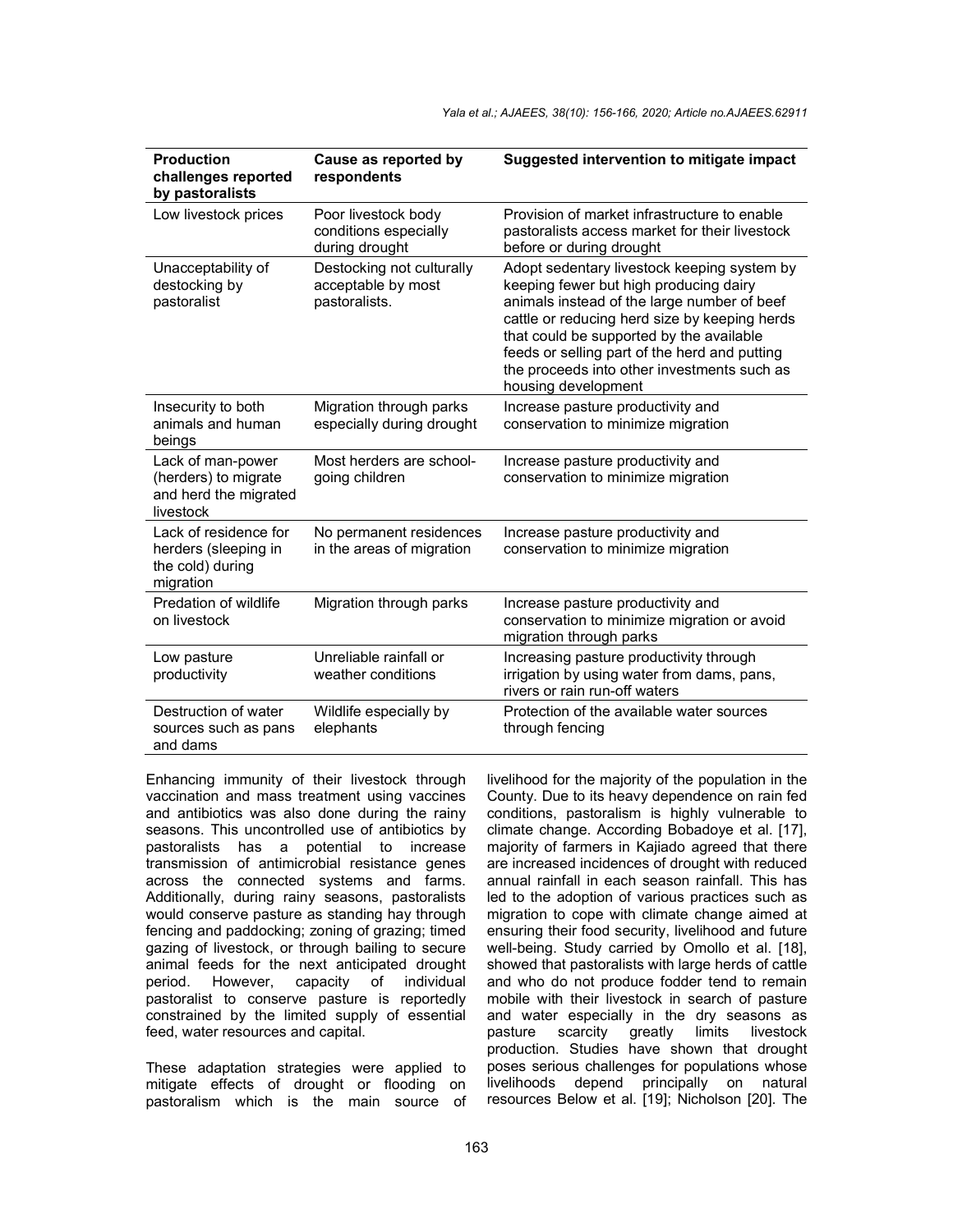| Production challenges reported by pastoralists | Cause as reported by respondents | Suggested intervention to mitigate impact |
|---|---|---|
| Low livestock prices | Poor livestock body conditions especially during drought | Provision of market infrastructure to enable pastoralists access market for their livestock before or during drought |
| Unacceptability of destocking by pastoralist | Destocking not culturally acceptable by most pastoralists. | Adopt sedentary livestock keeping system by keeping fewer but high producing dairy animals instead of the large number of beef cattle or reducing herd size by keeping herds that could be supported by the available feeds or selling part of the herd and putting the proceeds into other investments such as housing development |
| Insecurity to both animals and human beings | Migration through parks especially during drought | Increase pasture productivity and conservation to minimize migration |
| Lack of man-power (herders) to migrate and herd the migrated livestock | Most herders are school-going children | Increase pasture productivity and conservation to minimize migration |
| Lack of residence for herders (sleeping in the cold) during migration | No permanent residences in the areas of migration | Increase pasture productivity and conservation to minimize migration |
| Predation of wildlife on livestock | Migration through parks | Increase pasture productivity and conservation to minimize migration or avoid migration through parks |
| Low pasture productivity | Unreliable rainfall or weather conditions | Increasing pasture productivity through irrigation by using water from dams, pans, rivers or rain run-off waters |
| Destruction of water sources such as pans and dams | Wildlife especially by elephants | Protection of the available water sources through fencing |

Enhancing immunity of their livestock through vaccination and mass treatment using vaccines and antibiotics was also done during the rainy seasons. This uncontrolled use of antibiotics by pastoralists has a potential to increase transmission of antimicrobial resistance genes across the connected systems and farms. Additionally, during rainy seasons, pastoralists would conserve pasture as standing hay through fencing and paddocking; zoning of grazing; timed gazing of livestock, or through bailing to secure animal feeds for the next anticipated drought period. However, capacity of individual pastoralist to conserve pasture is reportedly constrained by the limited supply of essential feed, water resources and capital.

These adaptation strategies were applied to mitigate effects of drought or flooding on pastoralism which is the main source of livelihood for the majority of the population in the County. Due to its heavy dependence on rain fed conditions, pastoralism is highly vulnerable to climate change. According Bobadoye et al. [17], majority of farmers in Kajiado agreed that there are increased incidences of drought with reduced annual rainfall in each season rainfall. This has led to the adoption of various practices such as migration to cope with climate change aimed at ensuring their food security, livelihood and future well-being. Study carried by Omollo et al. [18], showed that pastoralists with large herds of cattle and who do not produce fodder tend to remain mobile with their livestock in search of pasture and water especially in the dry seasons as pasture scarcity greatly limits livestock production. Studies have shown that drought poses serious challenges for populations whose livelihoods depend principally on natural resources Below et al. [19]; Nicholson [20]. The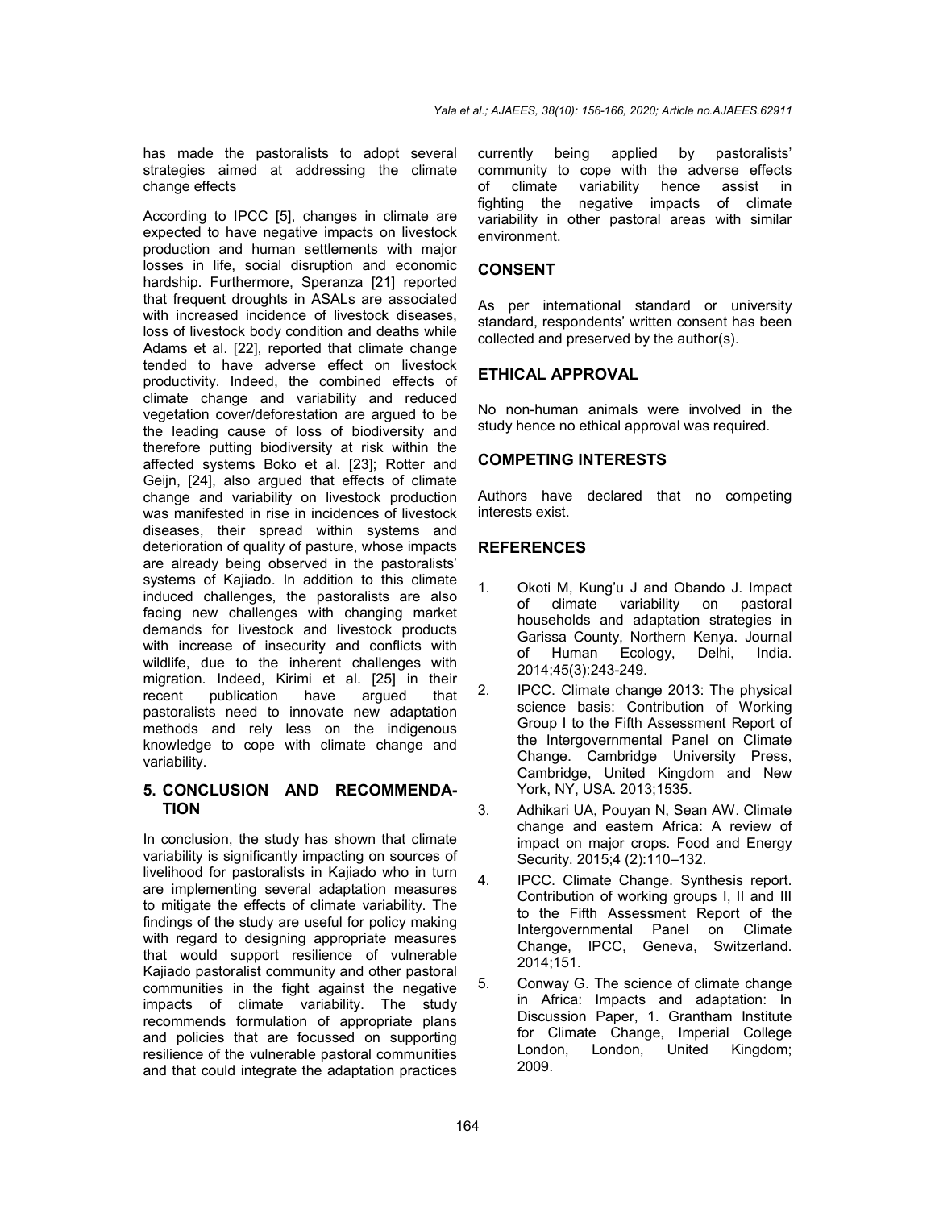has made the pastoralists to adopt several strategies aimed at addressing the climate change effects

According to IPCC [5], changes in climate are expected to have negative impacts on livestock production and human settlements with major losses in life, social disruption and economic hardship. Furthermore, Speranza [21] reported that frequent droughts in ASALs are associated with increased incidence of livestock diseases, loss of livestock body condition and deaths while Adams et al. [22], reported that climate change tended to have adverse effect on livestock productivity. Indeed, the combined effects of climate change and variability and reduced vegetation cover/deforestation are argued to be the leading cause of loss of biodiversity and therefore putting biodiversity at risk within the affected systems Boko et al. [23]; Rotter and Geijn, [24], also argued that effects of climate change and variability on livestock production was manifested in rise in incidences of livestock diseases, their spread within systems and deterioration of quality of pasture, whose impacts are already being observed in the pastoralists' systems of Kajiado. In addition to this climate induced challenges, the pastoralists are also facing new challenges with changing market demands for livestock and livestock products with increase of insecurity and conflicts with wildlife, due to the inherent challenges with migration. Indeed, Kirimi et al. [25] in their recent publication have argued that pastoralists need to innovate new adaptation methods and rely less on the indigenous knowledge to cope with climate change and variability.

## 5. CONCLUSION AND RECOMMENDATION

In conclusion, the study has shown that climate variability is significantly impacting on sources of livelihood for pastoralists in Kajiado who in turn are implementing several adaptation measures to mitigate the effects of climate variability. The findings of the study are useful for policy making with regard to designing appropriate measures that would support resilience of vulnerable Kajiado pastoralist community and other pastoral communities in the fight against the negative impacts of climate variability. The study recommends formulation of appropriate plans and policies that are focussed on supporting resilience of the vulnerable pastoral communities and that could integrate the adaptation practices currently being applied by pastoralists' community to cope with the adverse effects of climate variability hence assist in fighting the negative impacts of climate variability in other pastoral areas with similar environment.

## CONSENT

As per international standard or university standard, respondents' written consent has been collected and preserved by the author(s).

## ETHICAL APPROVAL

No non-human animals were involved in the study hence no ethical approval was required.

## COMPETING INTERESTS

Authors have declared that no competing interests exist.

## REFERENCES

1. Okoti M, Kung'u J and Obando J. Impact of climate variability on pastoral households and adaptation strategies in Garissa County, Northern Kenya. Journal of Human Ecology, Delhi, India. 2014;45(3):243-249.
2. IPCC. Climate change 2013: The physical science basis: Contribution of Working Group I to the Fifth Assessment Report of the Intergovernmental Panel on Climate Change. Cambridge University Press, Cambridge, United Kingdom and New York, NY, USA. 2013;1535.
3. Adhikari UA, Pouyan N, Sean AW. Climate change and eastern Africa: A review of impact on major crops. Food and Energy Security. 2015;4 (2):110–132.
4. IPCC. Climate Change. Synthesis report. Contribution of working groups I, II and III to the Fifth Assessment Report of the Intergovernmental Panel on Climate Change, IPCC, Geneva, Switzerland. 2014;151.
5. Conway G. The science of climate change in Africa: Impacts and adaptation: In Discussion Paper, 1. Grantham Institute for Climate Change, Imperial College London, London, United Kingdom; 2009.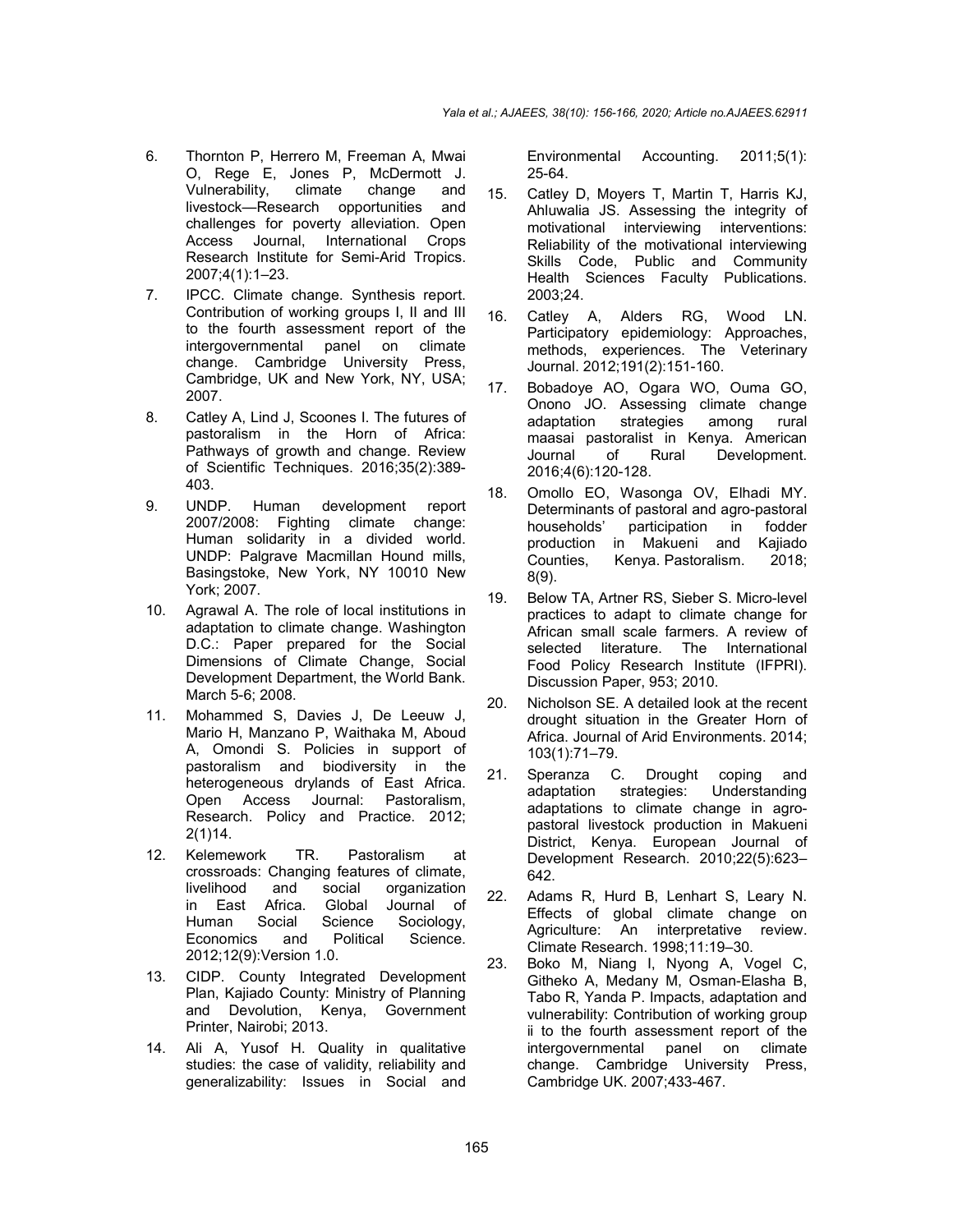6. Thornton P, Herrero M, Freeman A, Mwai O, Rege E, Jones P, McDermott J. Vulnerability, climate change and livestock—Research opportunities and challenges for poverty alleviation. Open Access Journal, International Crops Research Institute for Semi-Arid Tropics. 2007;4(1):1–23.
7. IPCC. Climate change. Synthesis report. Contribution of working groups I, II and III to the fourth assessment report of the intergovernmental panel on climate change. Cambridge University Press, Cambridge, UK and New York, NY, USA; 2007.
8. Catley A, Lind J, Scoones I. The futures of pastoralism in the Horn of Africa: Pathways of growth and change. Review of Scientific Techniques. 2016;35(2):389-403.
9. UNDP. Human development report 2007/2008: Fighting climate change: Human solidarity in a divided world. UNDP: Palgrave Macmillan Hound mills, Basingstoke, New York, NY 10010 New York; 2007.
10. Agrawal A. The role of local institutions in adaptation to climate change. Washington D.C.: Paper prepared for the Social Dimensions of Climate Change, Social Development Department, the World Bank. March 5-6; 2008.
11. Mohammed S, Davies J, De Leeuw J, Mario H, Manzano P, Waithaka M, Aboud A, Omondi S. Policies in support of pastoralism and biodiversity in the heterogeneous drylands of East Africa. Open Access Journal: Pastoralism, Research. Policy and Practice. 2012; 2(1)14.
12. Kelemework TR. Pastoralism at crossroads: Changing features of climate, livelihood and social organization in East Africa. Global Journal of Human Social Science Sociology, Economics and Political Science. 2012;12(9):Version 1.0.
13. CIDP. County Integrated Development Plan, Kajiado County: Ministry of Planning and Devolution, Kenya, Government Printer, Nairobi; 2013.
14. Ali A, Yusof H. Quality in qualitative studies: the case of validity, reliability and generalizability: Issues in Social and Environmental Accounting. 2011;5(1): 25-64.
15. Catley D, Moyers T, Martin T, Harris KJ, Ahluwalia JS. Assessing the integrity of motivational interviewing interventions: Reliability of the motivational interviewing Skills Code, Public and Community Health Sciences Faculty Publications. 2003;24.
16. Catley A, Alders RG, Wood LN. Participatory epidemiology: Approaches, methods, experiences. The Veterinary Journal. 2012;191(2):151-160.
17. Bobadoye AO, Ogara WO, Ouma GO, Onono JO. Assessing climate change adaptation strategies among rural maasai pastoralist in Kenya. American Journal of Rural Development. 2016;4(6):120-128.
18. Omollo EO, Wasonga OV, Elhadi MY. Determinants of pastoral and agro-pastoral households' participation in fodder production in Makueni and Kajiado Counties, Kenya. Pastoralism. 2018; 8(9).
19. Below TA, Artner RS, Sieber S. Micro-level practices to adapt to climate change for African small scale farmers. A review of selected literature. The International Food Policy Research Institute (IFPRI). Discussion Paper, 953; 2010.
20. Nicholson SE. A detailed look at the recent drought situation in the Greater Horn of Africa. Journal of Arid Environments. 2014; 103(1):71–79.
21. Speranza C. Drought coping and adaptation strategies: Understanding adaptations to climate change in agro-pastoral livestock production in Makueni District, Kenya. European Journal of Development Research. 2010;22(5):623–642.
22. Adams R, Hurd B, Lenhart S, Leary N. Effects of global climate change on Agriculture: An interpretative review. Climate Research. 1998;11:19–30.
23. Boko M, Niang I, Nyong A, Vogel C, Githeko A, Medany M, Osman-Elasha B, Tabo R, Yanda P. Impacts, adaptation and vulnerability: Contribution of working group ii to the fourth assessment report of the intergovernmental panel on climate change. Cambridge University Press, Cambridge UK. 2007;433-467.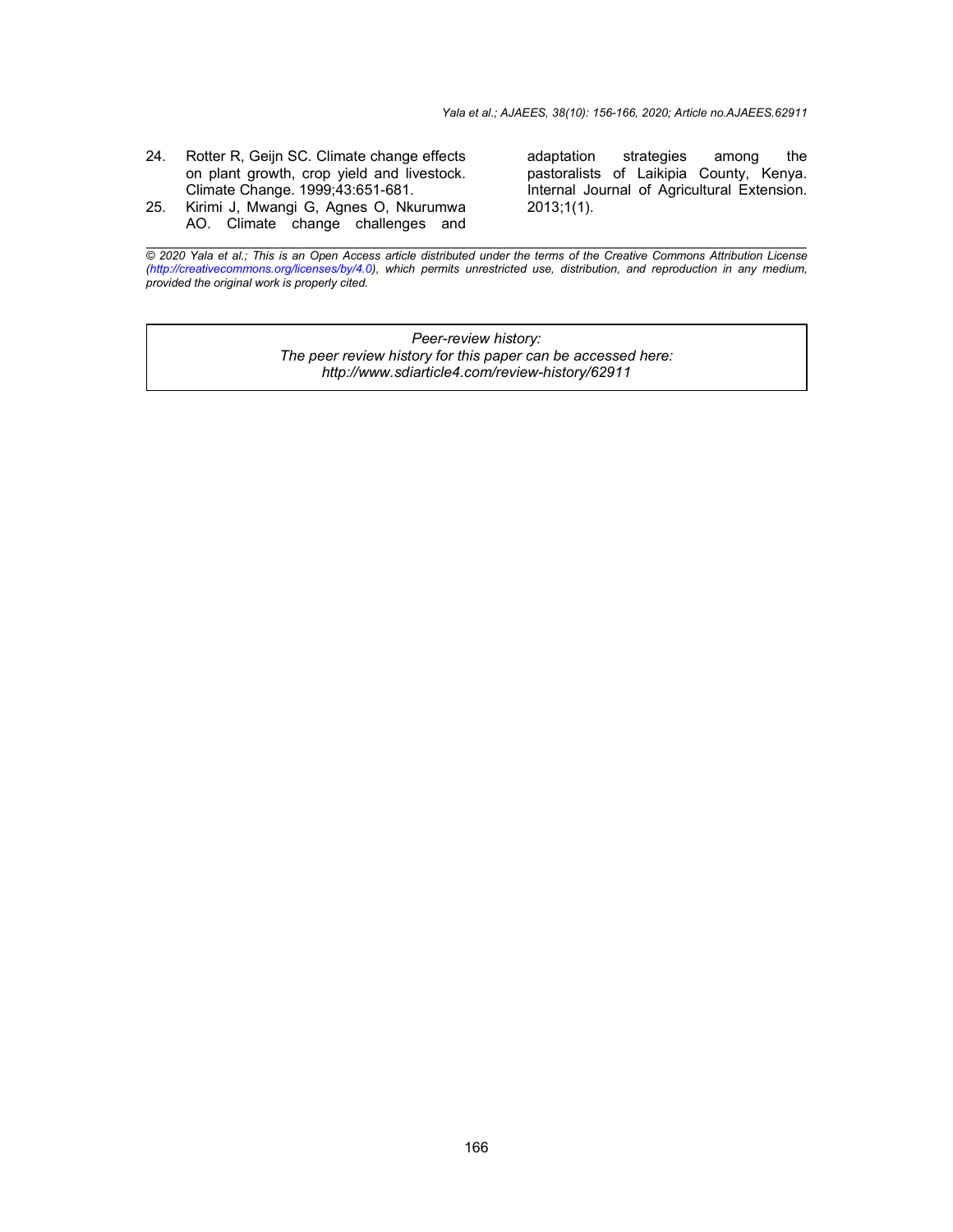24. Rotter R, Geijn SC. Climate change effects on plant growth, crop yield and livestock. Climate Change. 1999;43:651-681.
25. Kirimi J, Mwangi G, Agnes O, Nkurumwa AO. Climate change challenges and adaptation strategies among the pastoralists of Laikipia County, Kenya. Internal Journal of Agricultural Extension. 2013;1(1).

---

*© 2020 Yala et al.; This is an Open Access article distributed under the terms of the Creative Commons Attribution License (http://creativecommons.org/licenses/by/4.0), which permits unrestricted use, distribution, and reproduction in any medium, provided the original work is properly cited.*

*Peer-review history:*
*The peer review history for this paper can be accessed here:*
*http://www.sdiarticle4.com/review-history/62911*